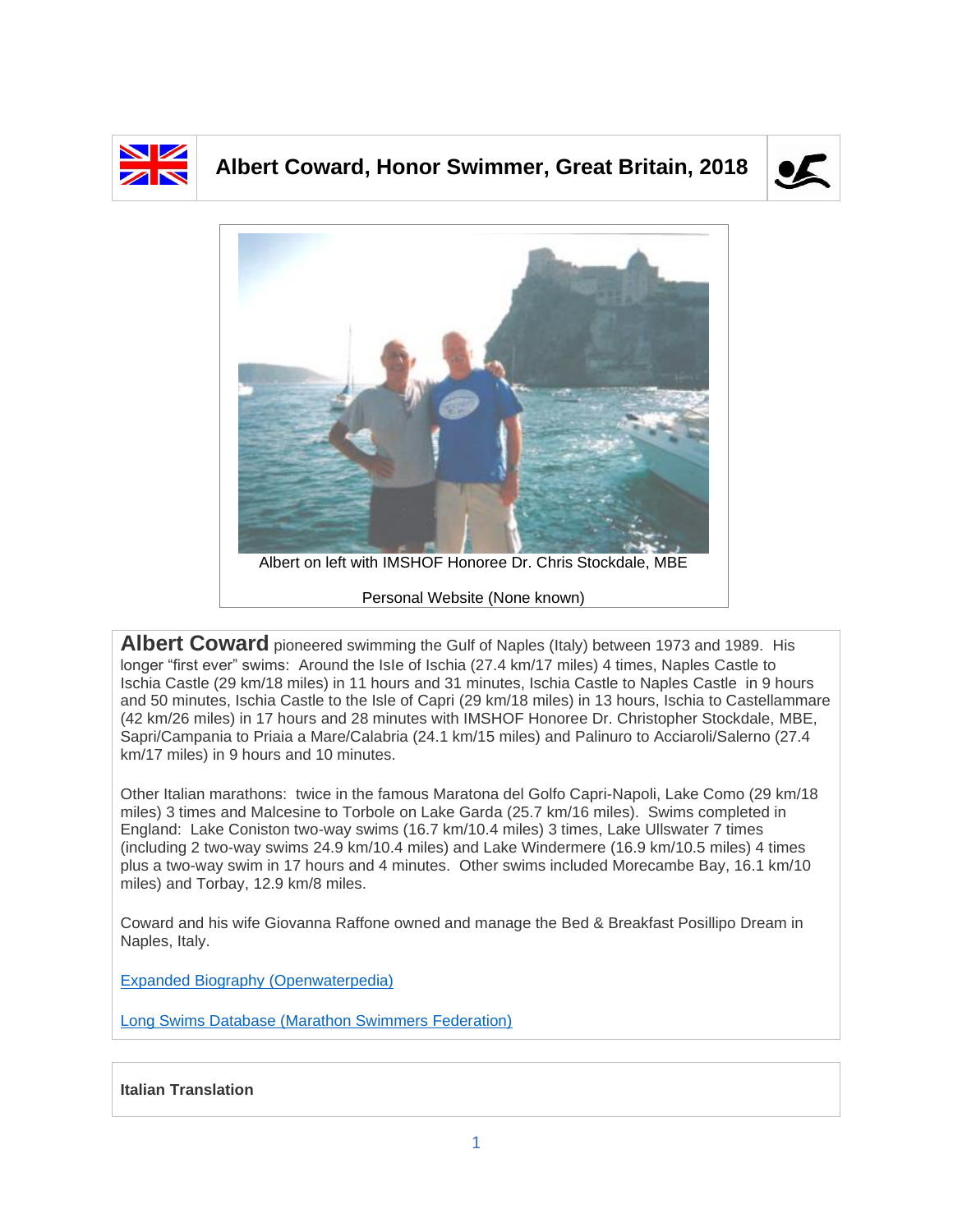# Albert Coward, Honor Swimmer, Great Britain, 2018

Albert on left with IMSHOF Honoree Dr. Chris Stockdale, MBE

Personal Website (None known)

**Albert Coward** pioneered swimming the Gulf of Naples (Italy) between 1973 and 1989. His longer "first ever" swims: Around the Isle of Ischia (27.4 km/17 miles) 4 times, Naples Castle to Ischia Castle (29 km/18 miles) in 11 hours and 31 minutes, Ischia Castle to Naples Castle in 9 hours and 50 minutes, Ischia Castle to the Isle of Capri (29 km/18 miles) in 13 hours, Ischia to Castellammare (42 km/26 miles) in 17 hours and 28 minutes with IMSHOF Honoree Dr. Christopher Stockdale, MBE, Sapri/Campania to Priaia a Mare/Calabria (24.1 km/15 miles) and Palinuro to Acciaroli/Salerno (27.4 km/17 miles) in 9 hours and 10 minutes.

Other Italian marathons: twice in the famous Maratona del Golfo Capri-Napoli, Lake Como (29 km/18 miles) 3 times and Malcesine to Torbole on Lake Garda (25.7 km/16 miles). Swims completed in England: Lake Coniston two-way swims (16.7 km/10.4 miles) 3 times, Lake Ullswater 7 times (including 2 two-way swims 24.9 km/10.4 miles) and Lake Windermere (16.9 km/10.5 miles) 4 times plus a two-way swim in 17 hours and 4 minutes. Other swims included Morecambe Bay, 16.1 km/10 miles) and Torbay, 12.9 km/8 miles.

Coward and his wife Giovanna Raffone owned and manage the Bed & Breakfast Posillipo Dream in Naples, Italy.

Expanded Biography (Openwaterpedia)

Long Swims Database (Marathon Swimmers Federation)

**Italian Translation**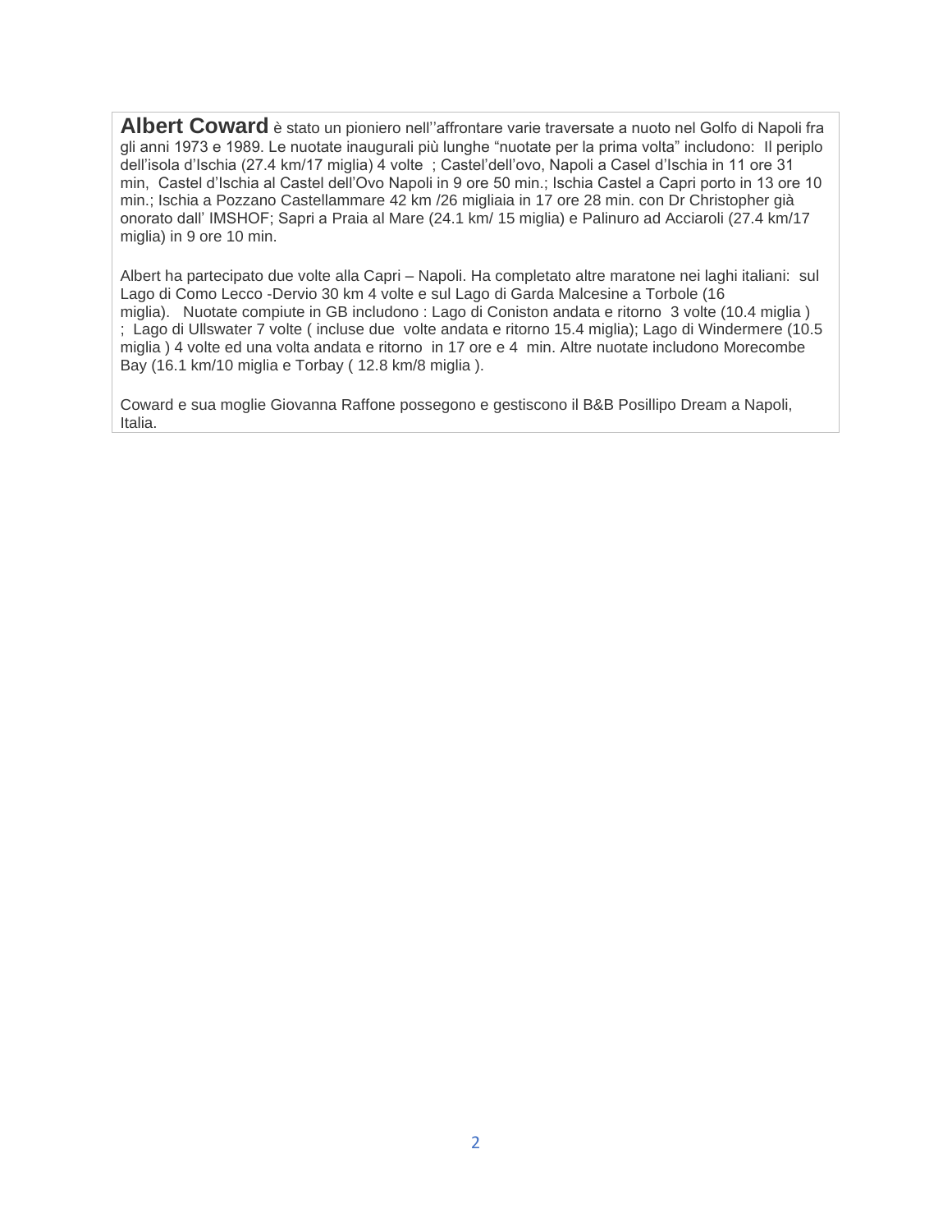**Albert Coward** è stato un pioniero nell''affrontare varie traversate a nuoto nel Golfo di Napoli fra gli anni 1973 e 1989. Le nuotate inaugurali più lunghe "nuotate per la prima volta" includono: Il periplo dell'isola d'Ischia (27.4 km/17 miglia) 4 volte ; Castel'dell'ovo, Napoli a Casel d'Ischia in 11 ore 31 min, Castel d'Ischia al Castel dell'Ovo Napoli in 9 ore 50 min.; Ischia Castel a Capri porto in 13 ore 10 min.; Ischia a Pozzano Castellammare 42 km /26 migliaia in 17 ore 28 min. con Dr Christopher già onorato dall' IMSHOF; Sapri a Praia al Mare (24.1 km/ 15 miglia) e Palinuro ad Acciaroli (27.4 km/17 miglia) in 9 ore 10 min.

Albert ha partecipato due volte alla Capri – Napoli. Ha completato altre maratone nei laghi italiani: sul Lago di Como Lecco -Dervio 30 km 4 volte e sul Lago di Garda Malcesine a Torbole (16 miglia). Nuotate compiute in GB includono : Lago di Coniston andata e ritorno 3 volte (10.4 miglia ) ; Lago di Ullswater 7 volte ( incluse due volte andata e ritorno 15.4 miglia); Lago di Windermere (10.5 miglia ) 4 volte ed una volta andata e ritorno in 17 ore e 4 min. Altre nuotate includono Morecombe Bay (16.1 km/10 miglia e Torbay ( 12.8 km/8 miglia ).

Coward e sua moglie Giovanna Raffone possegono e gestiscono il B&B Posillipo Dream a Napoli, Italia.